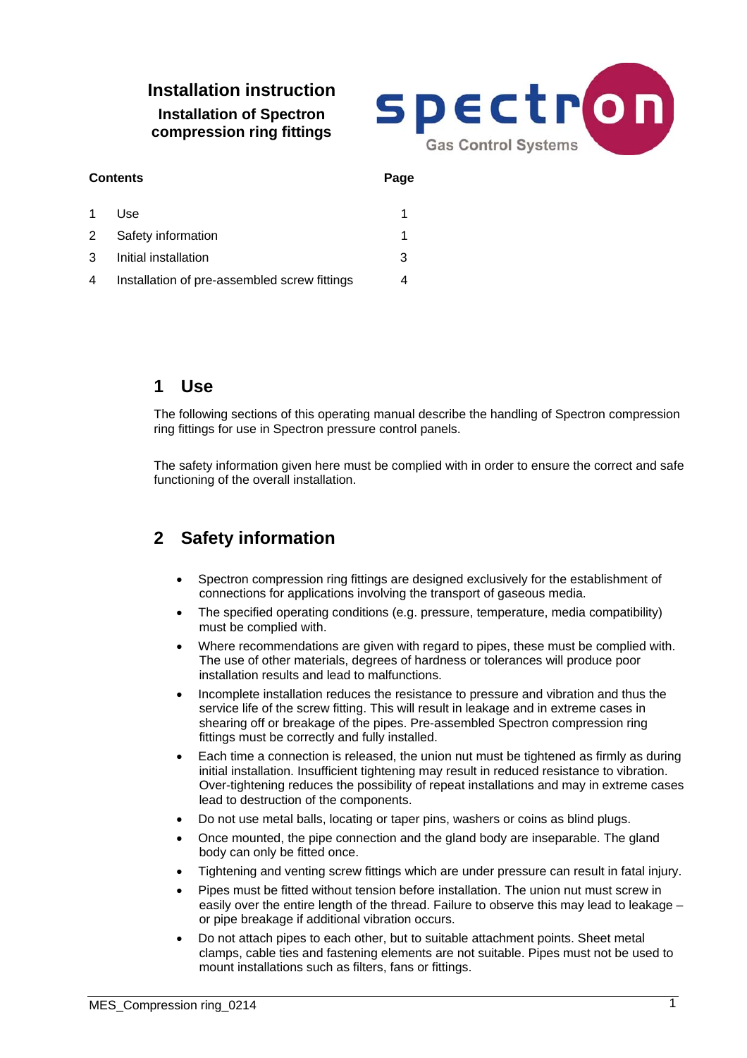# Installation instruction

**Installation of Spectron compression ring fittings**

Spectron Gas Control Systems

| Contents | | Page |
|---|---|---|
| 1 | Use | 1 |
| 2 | Safety information | 1 |
| 3 | Initial installation | 3 |
| 4 | Installation of pre-assembled screw fittings | 4 |

## 1 Use

The following sections of this operating manual describe the handling of Spectron compression ring fittings for use in Spectron pressure control panels.

The safety information given here must be complied with in order to ensure the correct and safe functioning of the overall installation.

## 2 Safety information

- Spectron compression ring fittings are designed exclusively for the establishment of connections for applications involving the transport of gaseous media.
- The specified operating conditions (e.g. pressure, temperature, media compatibility) must be complied with.
- Where recommendations are given with regard to pipes, these must be complied with. The use of other materials, degrees of hardness or tolerances will produce poor installation results and lead to malfunctions.
- Incomplete installation reduces the resistance to pressure and vibration and thus the service life of the screw fitting. This will result in leakage and in extreme cases in shearing off or breakage of the pipes. Pre-assembled Spectron compression ring fittings must be correctly and fully installed.
- Each time a connection is released, the union nut must be tightened as firmly as during initial installation. Insufficient tightening may result in reduced resistance to vibration. Over-tightening reduces the possibility of repeat installations and may in extreme cases lead to destruction of the components.
- Do not use metal balls, locating or taper pins, washers or coins as blind plugs.
- Once mounted, the pipe connection and the gland body are inseparable. The gland body can only be fitted once.
- Tightening and venting screw fittings which are under pressure can result in fatal injury.
- Pipes must be fitted without tension before installation. The union nut must screw in easily over the entire length of the thread. Failure to observe this may lead to leakage – or pipe breakage if additional vibration occurs.
- Do not attach pipes to each other, but to suitable attachment points. Sheet metal clamps, cable ties and fastening elements are not suitable. Pipes must not be used to mount installations such as filters, fans or fittings.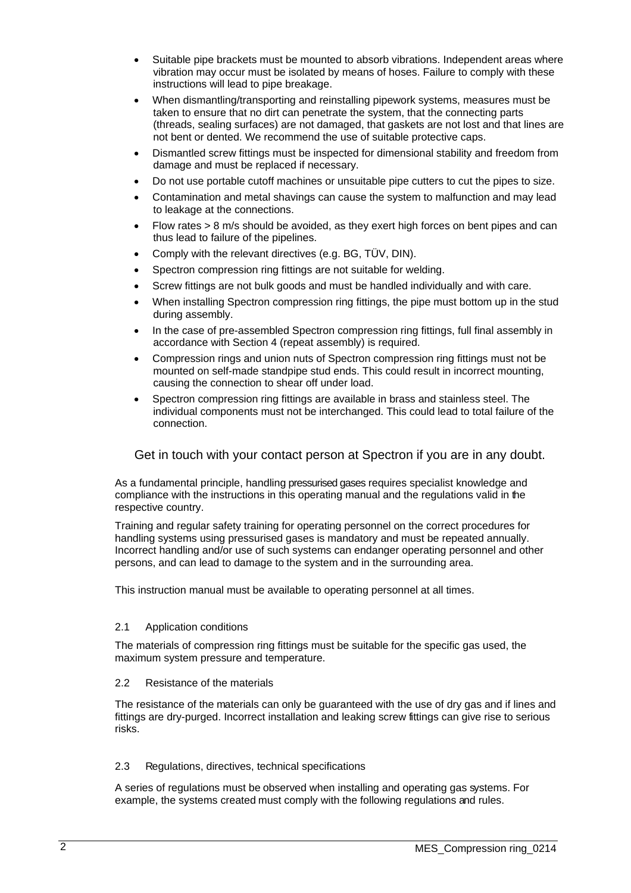- Suitable pipe brackets must be mounted to absorb vibrations. Independent areas where vibration may occur must be isolated by means of hoses. Failure to comply with these instructions will lead to pipe breakage.
- When dismantling/transporting and reinstalling pipework systems, measures must be taken to ensure that no dirt can penetrate the system, that the connecting parts (threads, sealing surfaces) are not damaged, that gaskets are not lost and that lines are not bent or dented. We recommend the use of suitable protective caps.
- Dismantled screw fittings must be inspected for dimensional stability and freedom from damage and must be replaced if necessary.
- Do not use portable cutoff machines or unsuitable pipe cutters to cut the pipes to size.
- Contamination and metal shavings can cause the system to malfunction and may lead to leakage at the connections.
- Flow rates > 8 m/s should be avoided, as they exert high forces on bent pipes and can thus lead to failure of the pipelines.
- Comply with the relevant directives (e.g. BG, TÜV, DIN).
- Spectron compression ring fittings are not suitable for welding.
- Screw fittings are not bulk goods and must be handled individually and with care.
- When installing Spectron compression ring fittings, the pipe must bottom up in the stud during assembly.
- In the case of pre-assembled Spectron compression ring fittings, full final assembly in accordance with Section 4 (repeat assembly) is required.
- Compression rings and union nuts of Spectron compression ring fittings must not be mounted on self-made standpipe stud ends. This could result in incorrect mounting, causing the connection to shear off under load.
- Spectron compression ring fittings are available in brass and stainless steel. The individual components must not be interchanged. This could lead to total failure of the connection.

Get in touch with your contact person at Spectron if you are in any doubt.

As a fundamental principle, handling pressurised gases requires specialist knowledge and compliance with the instructions in this operating manual and the regulations valid in the respective country.

Training and regular safety training for operating personnel on the correct procedures for handling systems using pressurised gases is mandatory and must be repeated annually. Incorrect handling and/or use of such systems can endanger operating personnel and other persons, and can lead to damage to the system and in the surrounding area.

This instruction manual must be available to operating personnel at all times.

### 2.1 Application conditions

The materials of compression ring fittings must be suitable for the specific gas used, the maximum system pressure and temperature.

### 2.2 Resistance of the materials

The resistance of the materials can only be guaranteed with the use of dry gas and if lines and fittings are dry-purged. Incorrect installation and leaking screw fittings can give rise to serious risks.

### 2.3 Regulations, directives, technical specifications

A series of regulations must be observed when installing and operating gas systems. For example, the systems created must comply with the following regulations and rules.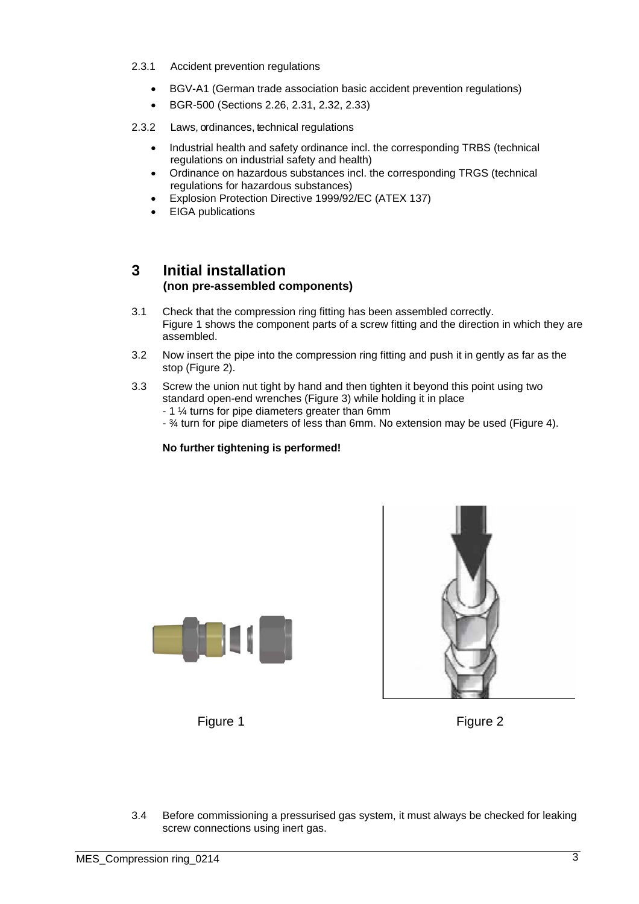2.3.1 Accident prevention regulations

- BGV-A1 (German trade association basic accident prevention regulations)
- BGR-500 (Sections 2.26, 2.31, 2.32, 2.33)

2.3.2 Laws, ordinances, technical regulations

- Industrial health and safety ordinance incl. the corresponding TRBS (technical regulations on industrial safety and health)
- Ordinance on hazardous substances incl. the corresponding TRGS (technical regulations for hazardous substances)
- Explosion Protection Directive 1999/92/EC (ATEX 137)
- EIGA publications

# 3 Initial installation
**(non pre-assembled components)**

3.1 Check that the compression ring fitting has been assembled correctly. Figure 1 shows the component parts of a screw fitting and the direction in which they are assembled.

3.2 Now insert the pipe into the compression ring fitting and push it in gently as far as the stop (Figure 2).

3.3 Screw the union nut tight by hand and then tighten it beyond this point using two standard open-end wrenches (Figure 3) while holding it in place
- 1 ¼ turns for pipe diameters greater than 6mm
- ¾ turn for pipe diameters of less than 6mm. No extension may be used (Figure 4).

**No further tightening is performed!**

Figure 1

Figure 2

3.4 Before commissioning a pressurised gas system, it must always be checked for leaking screw connections using inert gas.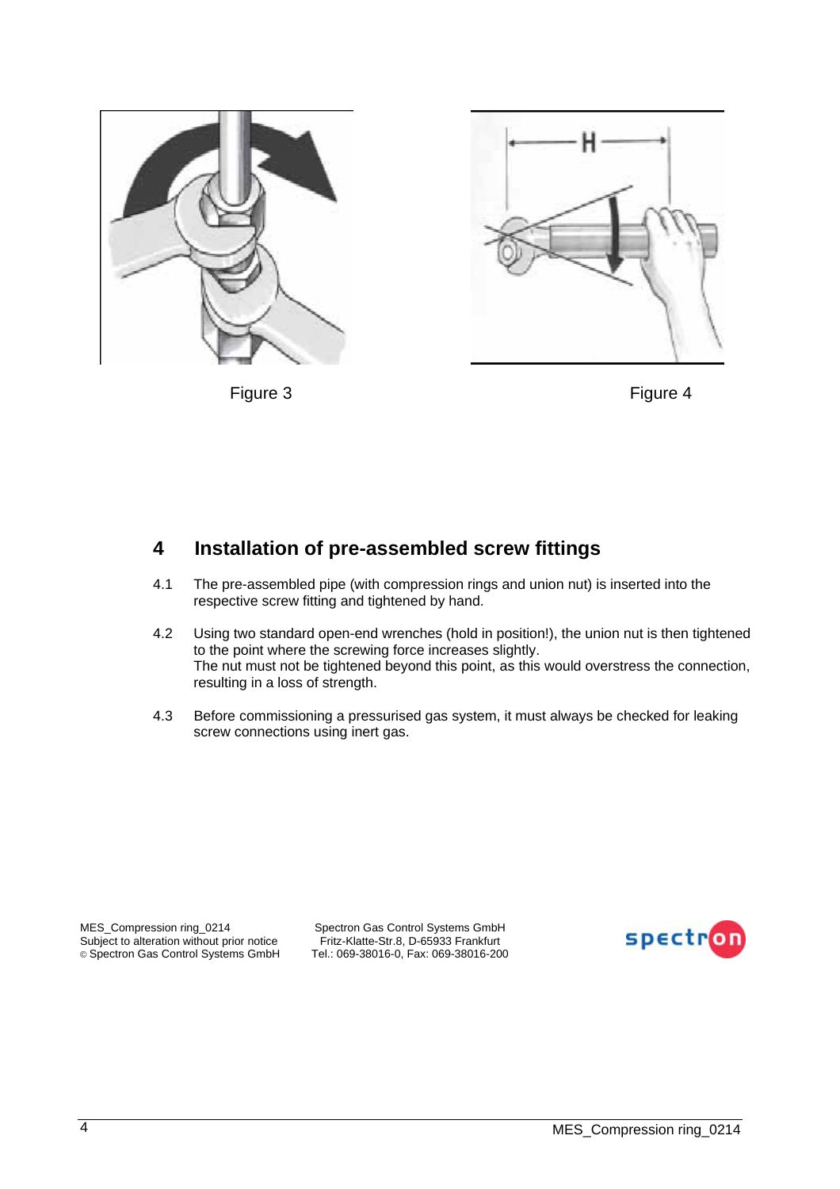Figure 3

Figure 4

## 4 Installation of pre-assembled screw fittings

4.1 The pre-assembled pipe (with compression rings and union nut) is inserted into the respective screw fitting and tightened by hand.

4.2 Using two standard open-end wrenches (hold in position!), the union nut is then tightened to the point where the screwing force increases slightly.
The nut must not be tightened beyond this point, as this would overstress the connection, resulting in a loss of strength.

4.3 Before commissioning a pressurised gas system, it must always be checked for leaking screw connections using inert gas.

MES_Compression ring_0214
Subject to alteration without prior notice
© Spectron Gas Control Systems GmbH

Spectron Gas Control Systems GmbH
Fritz-Klatte-Str.8, D-65933 Frankfurt
Tel.: 069-38016-0, Fax: 069-38016-200